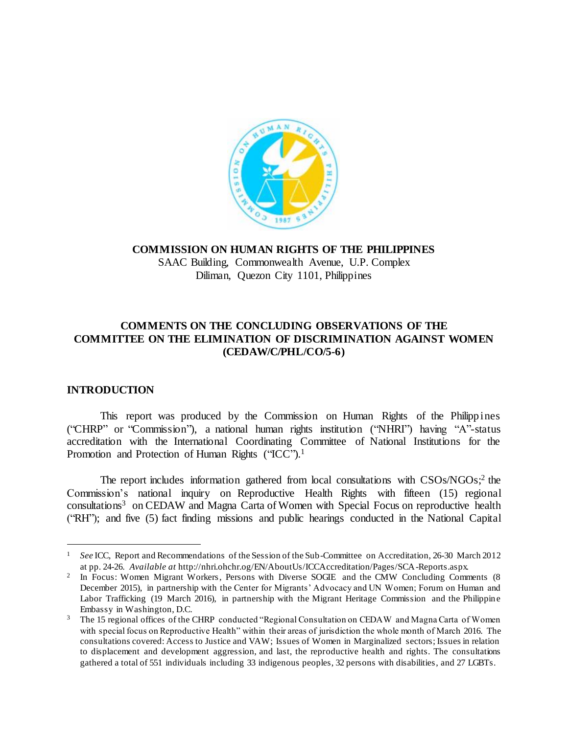**COMMISSION ON HUMAN RIGHTS OF THE PHILIPPINES**
SAAC Building, Commonwealth Avenue, U.P. Complex
Diliman, Quezon City 1101, Philippines

# COMMENTS ON THE CONCLUDING OBSERVATIONS OF THE COMMITTEE ON THE ELIMINATION OF DISCRIMINATION AGAINST WOMEN (CEDAW/C/PHL/CO/5-6)

## INTRODUCTION

This report was produced by the Commission on Human Rights of the Philippines ("CHRP" or "Commission"), a national human rights institution ("NHRI") having "A"-status accreditation with the International Coordinating Committee of National Institutions for the Promotion and Protection of Human Rights ("ICC").[1]

The report includes information gathered from local consultations with CSOs/NGOs;[2] the Commission's national inquiry on Reproductive Health Rights with fifteen (15) regional consultations[3] on CEDAW and Magna Carta of Women with Special Focus on reproductive health ("RH"); and five (5) fact finding missions and public hearings conducted in the National Capital

---

[1] *See* ICC, Report and Recommendations of the Session of the Sub-Committee on Accreditation, 26-30 March 2012 at pp. 24-26. *Available at* http://nhri.ohchr.org/EN/AboutUs/ICCAccreditation/Pages/SCA-Reports.aspx.

[2] In Focus: Women Migrant Workers, Persons with Diverse SOGIE and the CMW Concluding Comments (8 December 2015), in partnership with the Center for Migrants' Advocacy and UN Women; Forum on Human and Labor Trafficking (19 March 2016), in partnership with the Migrant Heritage Commission and the Philippine Embassy in Washington, D.C.

[3] The 15 regional offices of the CHRP conducted "Regional Consultation on CEDAW and Magna Carta of Women with special focus on Reproductive Health" within their areas of jurisdiction the whole month of March 2016. The consultations covered: Access to Justice and VAW; Issues of Women in Marginalized sectors; Issues in relation to displacement and development aggression, and last, the reproductive health and rights. The consultations gathered a total of 551 individuals including 33 indigenous peoples, 32 persons with disabilities, and 27 LGBTs.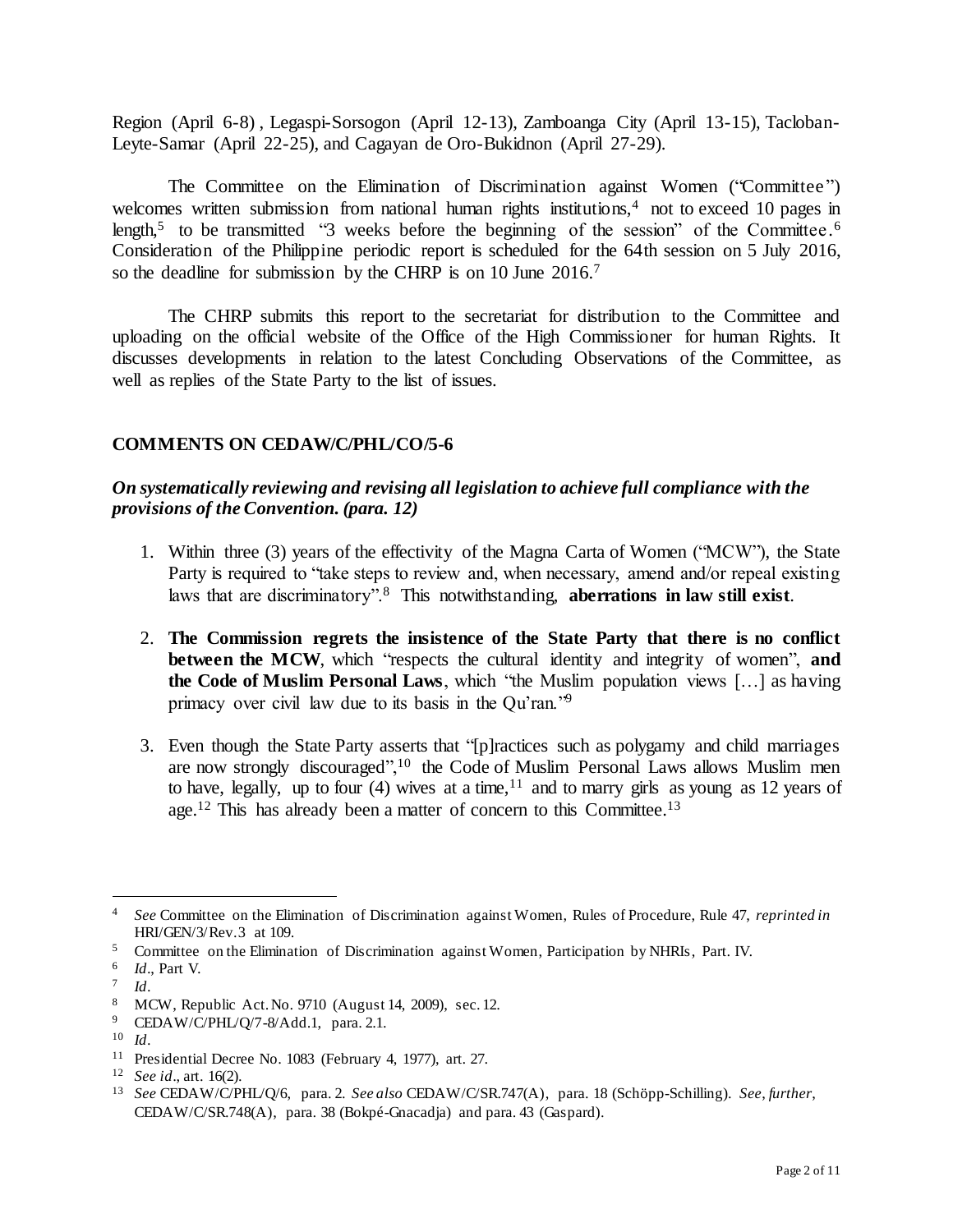Region (April 6-8) , Legaspi-Sorsogon (April 12-13), Zamboanga City (April 13-15), Tacloban-Leyte-Samar (April 22-25), and Cagayan de Oro-Bukidnon (April 27-29).

The Committee on the Elimination of Discrimination against Women ("Committee") welcomes written submission from national human rights institutions,[4] not to exceed 10 pages in length,[5] to be transmitted "3 weeks before the beginning of the session" of the Committee.[6] Consideration of the Philippine periodic report is scheduled for the 64th session on 5 July 2016, so the deadline for submission by the CHRP is on 10 June 2016.[7]

The CHRP submits this report to the secretariat for distribution to the Committee and uploading on the official website of the Office of the High Commissioner for human Rights. It discusses developments in relation to the latest Concluding Observations of the Committee, as well as replies of the State Party to the list of issues.

## COMMENTS ON CEDAW/C/PHL/CO/5-6

### *On systematically reviewing and revising all legislation to achieve full compliance with the provisions of the Convention. (para. 12)*

1. Within three (3) years of the effectivity of the Magna Carta of Women ("MCW"), the State Party is required to "take steps to review and, when necessary, amend and/or repeal existing laws that are discriminatory".[8] This notwithstanding, **aberrations in law still exist**.

2. **The Commission regrets the insistence of the State Party that there is no conflict between the MCW**, which "respects the cultural identity and integrity of women", **and the Code of Muslim Personal Laws**, which "the Muslim population views […] as having primacy over civil law due to its basis in the Qu'ran."[9]

3. Even though the State Party asserts that "[p]ractices such as polygamy and child marriages are now strongly discouraged",[10] the Code of Muslim Personal Laws allows Muslim men to have, legally, up to four (4) wives at a time,[11] and to marry girls as young as 12 years of age.[12] This has already been a matter of concern to this Committee.[13]

---

[4] *See* Committee on the Elimination of Discrimination against Women, Rules of Procedure, Rule 47, *reprinted in* HRI/GEN/3/Rev.3 at 109.

[5] Committee on the Elimination of Discrimination against Women, Participation by NHRIs, Part. IV.

[6] *Id*., Part V.

[7] *Id*.

[8] MCW, Republic Act. No. 9710 (August 14, 2009), sec. 12.

[9] CEDAW/C/PHL/Q/7-8/Add.1, para. 2.1.

[10] *Id*.

[11] Presidential Decree No. 1083 (February 4, 1977), art. 27.

[12] *See id*., art. 16(2).

[13] *See* CEDAW/C/PHL/Q/6, para. 2. *See also* CEDAW/C/SR.747(A), para. 18 (Schöpp-Schilling). *See, further*, CEDAW/C/SR.748(A), para. 38 (Bokpé-Gnacadja) and para. 43 (Gaspard).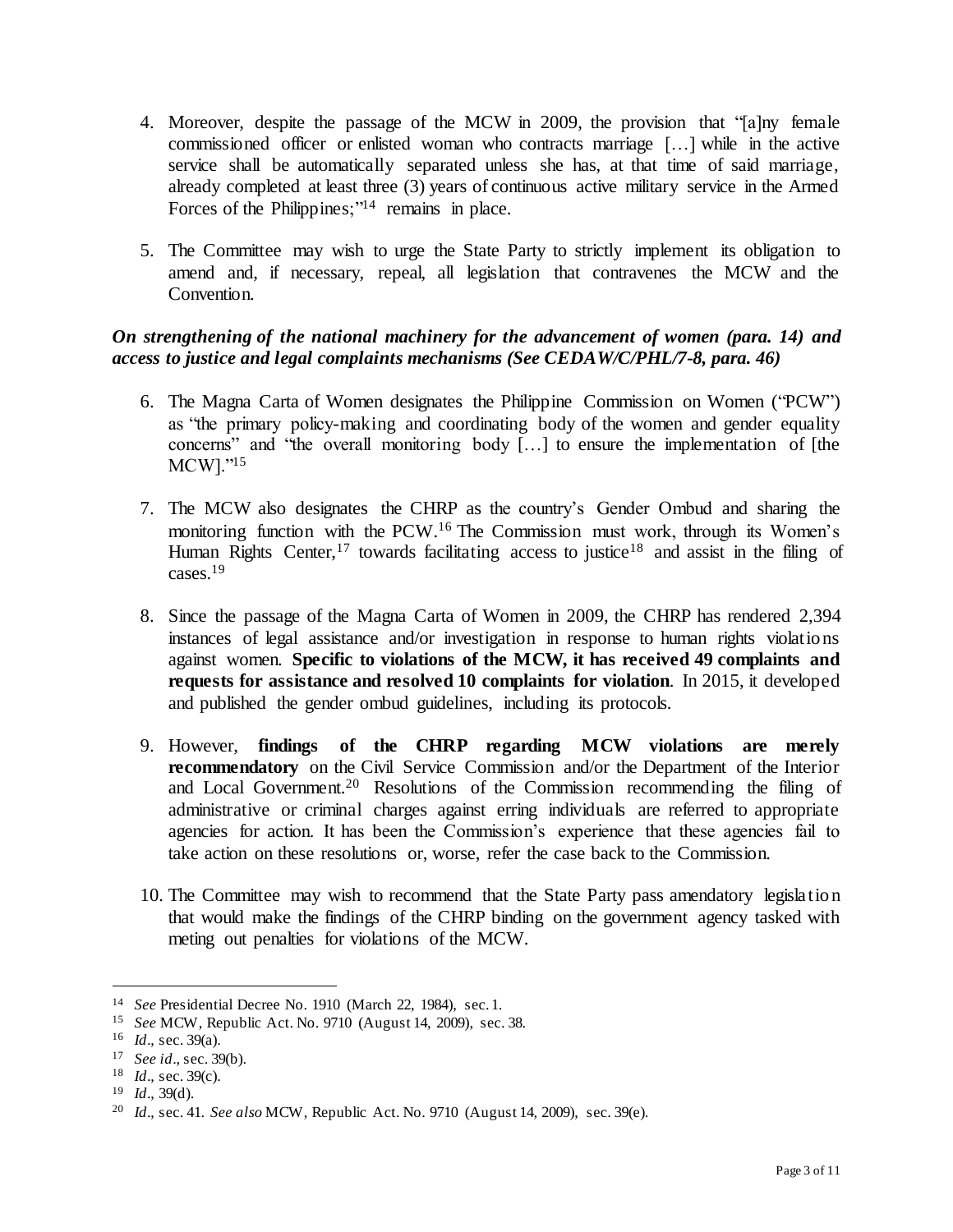4. Moreover, despite the passage of the MCW in 2009, the provision that "[a]ny female commissioned officer or enlisted woman who contracts marriage […] while in the active service shall be automatically separated unless she has, at that time of said marriage, already completed at least three (3) years of continuous active military service in the Armed Forces of the Philippines;"[14] remains in place.

5. The Committee may wish to urge the State Party to strictly implement its obligation to amend and, if necessary, repeal, all legislation that contravenes the MCW and the Convention.

***On strengthening of the national machinery for the advancement of women (para. 14) and access to justice and legal complaints mechanisms (See CEDAW/C/PHL/7-8, para. 46)***

6. The Magna Carta of Women designates the Philippine Commission on Women ("PCW") as "the primary policy-making and coordinating body of the women and gender equality concerns" and "the overall monitoring body […] to ensure the implementation of [the MCW]."[15]

7. The MCW also designates the CHRP as the country's Gender Ombud and sharing the monitoring function with the PCW.[16] The Commission must work, through its Women's Human Rights Center,[17] towards facilitating access to justice[18] and assist in the filing of cases.[19]

8. Since the passage of the Magna Carta of Women in 2009, the CHRP has rendered 2,394 instances of legal assistance and/or investigation in response to human rights violations against women. **Specific to violations of the MCW, it has received 49 complaints and requests for assistance and resolved 10 complaints for violation**. In 2015, it developed and published the gender ombud guidelines, including its protocols.

9. However, **findings of the CHRP regarding MCW violations are merely recommendatory** on the Civil Service Commission and/or the Department of the Interior and Local Government.[20] Resolutions of the Commission recommending the filing of administrative or criminal charges against erring individuals are referred to appropriate agencies for action. It has been the Commission's experience that these agencies fail to take action on these resolutions or, worse, refer the case back to the Commission.

10. The Committee may wish to recommend that the State Party pass amendatory legislation that would make the findings of the CHRP binding on the government agency tasked with meting out penalties for violations of the MCW.

---

[14] *See* Presidential Decree No. 1910 (March 22, 1984), sec. 1.
[15] *See* MCW, Republic Act. No. 9710 (August 14, 2009), sec. 38.
[16] *Id*., sec. 39(a).
[17] *See id*., sec. 39(b).
[18] *Id*., sec. 39(c).
[19] *Id*., 39(d).
[20] *Id*., sec. 41. *See also* MCW, Republic Act. No. 9710 (August 14, 2009), sec. 39(e).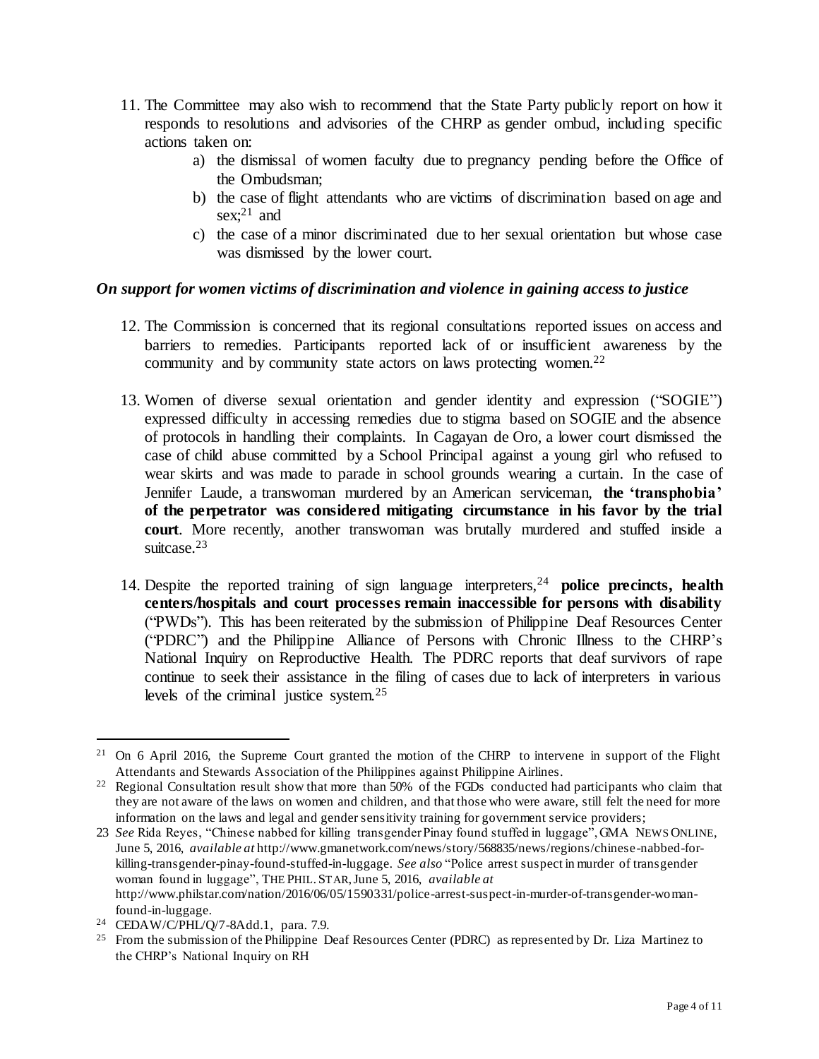11. The Committee may also wish to recommend that the State Party publicly report on how it responds to resolutions and advisories of the CHRP as gender ombud, including specific actions taken on:
    a) the dismissal of women faculty due to pregnancy pending before the Office of the Ombudsman;
    b) the case of flight attendants who are victims of discrimination based on age and sex;[21] and
    c) the case of a minor discriminated due to her sexual orientation but whose case was dismissed by the lower court.

### *On support for women victims of discrimination and violence in gaining access to justice*

12. The Commission is concerned that its regional consultations reported issues on access and barriers to remedies. Participants reported lack of or insufficient awareness by the community and by community state actors on laws protecting women.[22]

13. Women of diverse sexual orientation and gender identity and expression ("SOGIE") expressed difficulty in accessing remedies due to stigma based on SOGIE and the absence of protocols in handling their complaints. In Cagayan de Oro, a lower court dismissed the case of child abuse committed by a School Principal against a young girl who refused to wear skirts and was made to parade in school grounds wearing a curtain. In the case of Jennifer Laude, a transwoman murdered by an American serviceman, **the 'transphobia' of the perpetrator was considered mitigating circumstance in his favor by the trial court**. More recently, another transwoman was brutally murdered and stuffed inside a suitcase.[23]

14. Despite the reported training of sign language interpreters,[24] **police precincts, health centers/hospitals and court processes remain inaccessible for persons with disability** ("PWDs"). This has been reiterated by the submission of Philippine Deaf Resources Center ("PDRC") and the Philippine Alliance of Persons with Chronic Illness to the CHRP's National Inquiry on Reproductive Health. The PDRC reports that deaf survivors of rape continue to seek their assistance in the filing of cases due to lack of interpreters in various levels of the criminal justice system.[25]

---

[21] On 6 April 2016, the Supreme Court granted the motion of the CHRP to intervene in support of the Flight Attendants and Stewards Association of the Philippines against Philippine Airlines.

[22] Regional Consultation result show that more than 50% of the FGDs conducted had participants who claim that they are not aware of the laws on women and children, and that those who were aware, still felt the need for more information on the laws and legal and gender sensitivity training for government service providers;

[23] *See* Rida Reyes, "Chinese nabbed for killing transgender Pinay found stuffed in luggage", GMA NEWS ONLINE, June 5, 2016, *available at* http://www.gmanetwork.com/news/story/568835/news/regions/chinese-nabbed-for-killing-transgender-pinay-found-stuffed-in-luggage. *See also* "Police arrest suspect in murder of transgender woman found in luggage", THE PHIL. STAR, June 5, 2016, *available at* http://www.philstar.com/nation/2016/06/05/1590331/police-arrest-suspect-in-murder-of-transgender-woman-found-in-luggage.

[24] CEDAW/C/PHL/Q/7-8Add.1, para. 7.9.

[25] From the submission of the Philippine Deaf Resources Center (PDRC) as represented by Dr. Liza Martinez to the CHRP's National Inquiry on RH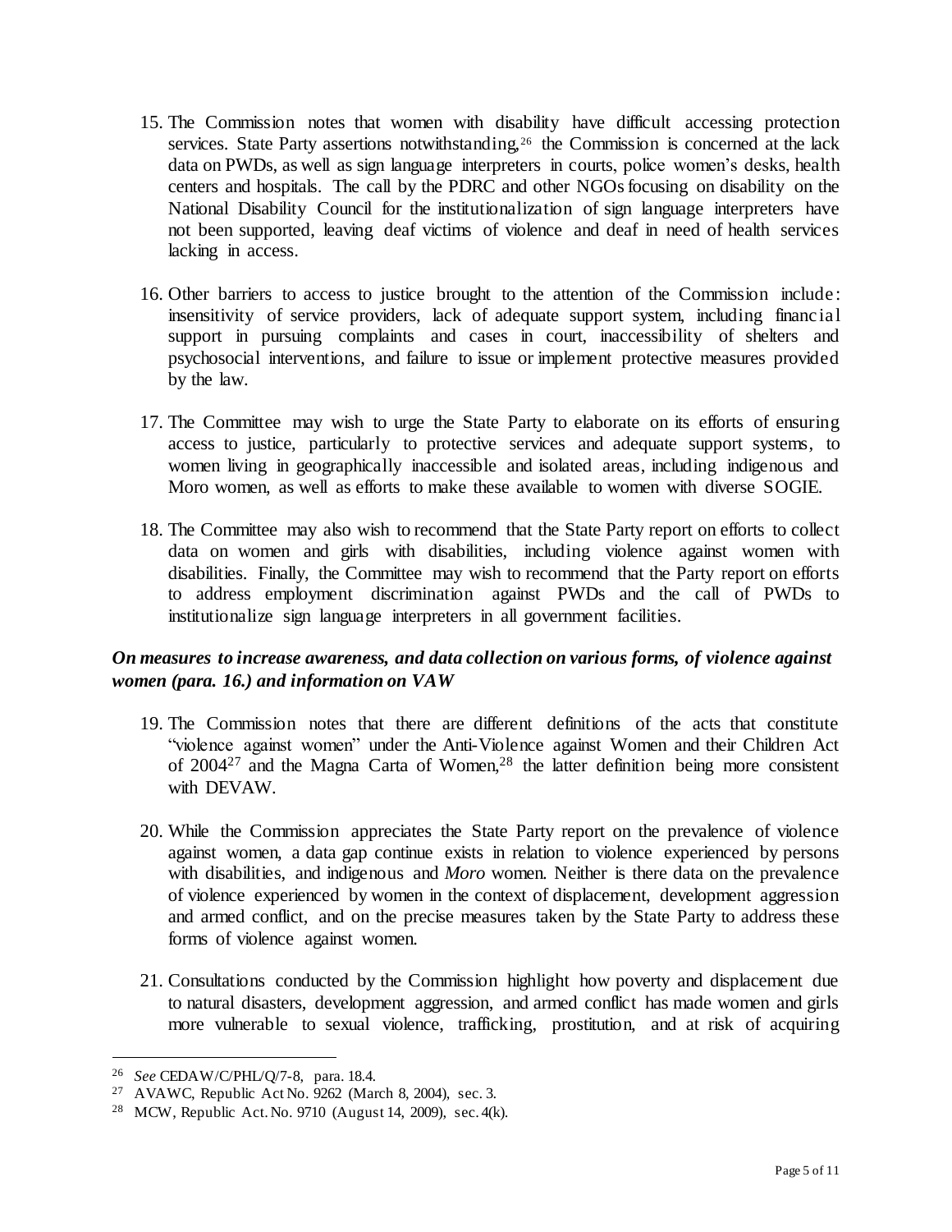15. The Commission notes that women with disability have difficult accessing protection services. State Party assertions notwithstanding,[26] the Commission is concerned at the lack data on PWDs, as well as sign language interpreters in courts, police women's desks, health centers and hospitals. The call by the PDRC and other NGOs focusing on disability on the National Disability Council for the institutionalization of sign language interpreters have not been supported, leaving deaf victims of violence and deaf in need of health services lacking in access.

16. Other barriers to access to justice brought to the attention of the Commission include: insensitivity of service providers, lack of adequate support system, including financial support in pursuing complaints and cases in court, inaccessibility of shelters and psychosocial interventions, and failure to issue or implement protective measures provided by the law.

17. The Committee may wish to urge the State Party to elaborate on its efforts of ensuring access to justice, particularly to protective services and adequate support systems, to women living in geographically inaccessible and isolated areas, including indigenous and Moro women, as well as efforts to make these available to women with diverse SOGIE.

18. The Committee may also wish to recommend that the State Party report on efforts to collect data on women and girls with disabilities, including violence against women with disabilities. Finally, the Committee may wish to recommend that the Party report on efforts to address employment discrimination against PWDs and the call of PWDs to institutionalize sign language interpreters in all government facilities.

### *On measures to increase awareness, and data collection on various forms, of violence against women (para. 16.) and information on VAW*

19. The Commission notes that there are different definitions of the acts that constitute "violence against women" under the Anti-Violence against Women and their Children Act of 2004[27] and the Magna Carta of Women,[28] the latter definition being more consistent with DEVAW.

20. While the Commission appreciates the State Party report on the prevalence of violence against women, a data gap continue exists in relation to violence experienced by persons with disabilities, and indigenous and *Moro* women. Neither is there data on the prevalence of violence experienced by women in the context of displacement, development aggression and armed conflict, and on the precise measures taken by the State Party to address these forms of violence against women.

21. Consultations conducted by the Commission highlight how poverty and displacement due to natural disasters, development aggression, and armed conflict has made women and girls more vulnerable to sexual violence, trafficking, prostitution, and at risk of acquiring

---

[26] *See* CEDAW/C/PHL/Q/7-8, para. 18.4.

[27] AVAWC, Republic Act No. 9262 (March 8, 2004), sec. 3.

[28] MCW, Republic Act. No. 9710 (August 14, 2009), sec. 4(k).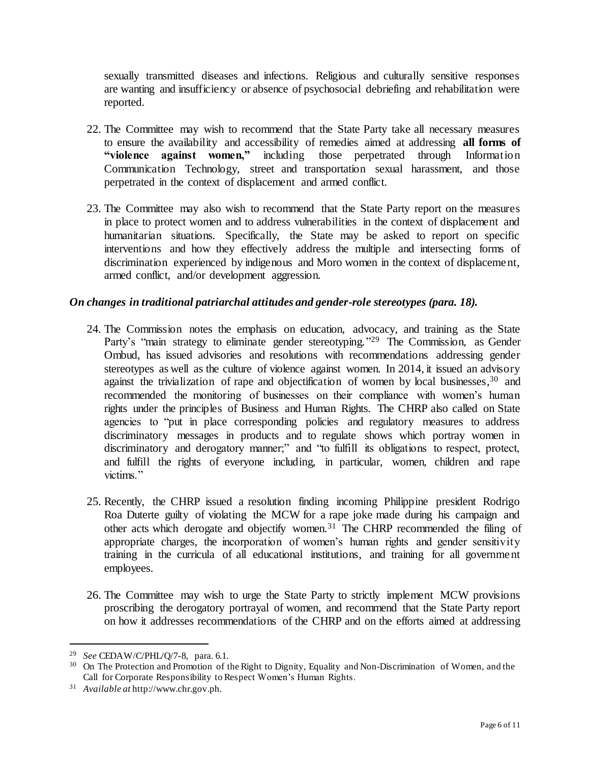sexually transmitted diseases and infections. Religious and culturally sensitive responses are wanting and insufficiency or absence of psychosocial debriefing and rehabilitation were reported.

22. The Committee may wish to recommend that the State Party take all necessary measures to ensure the availability and accessibility of remedies aimed at addressing **all forms of "violence against women,"** including those perpetrated through Information Communication Technology, street and transportation sexual harassment, and those perpetrated in the context of displacement and armed conflict.

23. The Committee may also wish to recommend that the State Party report on the measures in place to protect women and to address vulnerabilities in the context of displacement and humanitarian situations. Specifically, the State may be asked to report on specific interventions and how they effectively address the multiple and intersecting forms of discrimination experienced by indigenous and Moro women in the context of displacement, armed conflict, and/or development aggression.

***On changes in traditional patriarchal attitudes and gender-role stereotypes (para. 18).***

24. The Commission notes the emphasis on education, advocacy, and training as the State Party's "main strategy to eliminate gender stereotyping."[29] The Commission, as Gender Ombud, has issued advisories and resolutions with recommendations addressing gender stereotypes as well as the culture of violence against women. In 2014, it issued an advisory against the trivialization of rape and objectification of women by local businesses,[30] and recommended the monitoring of businesses on their compliance with women's human rights under the principles of Business and Human Rights. The CHRP also called on State agencies to "put in place corresponding policies and regulatory measures to address discriminatory messages in products and to regulate shows which portray women in discriminatory and derogatory manner;" and "to fulfill its obligations to respect, protect, and fulfill the rights of everyone including, in particular, women, children and rape victims."

25. Recently, the CHRP issued a resolution finding incoming Philippine president Rodrigo Roa Duterte guilty of violating the MCW for a rape joke made during his campaign and other acts which derogate and objectify women.[31] The CHRP recommended the filing of appropriate charges, the incorporation of women's human rights and gender sensitivity training in the curricula of all educational institutions, and training for all government employees.

26. The Committee may wish to urge the State Party to strictly implement MCW provisions proscribing the derogatory portrayal of women, and recommend that the State Party report on how it addresses recommendations of the CHRP and on the efforts aimed at addressing

---

[29] *See* CEDAW/C/PHL/Q/7-8, para. 6.1.

[30] On The Protection and Promotion of the Right to Dignity, Equality and Non-Discrimination of Women, and the Call for Corporate Responsibility to Respect Women's Human Rights.

[31] *Available at* http://www.chr.gov.ph.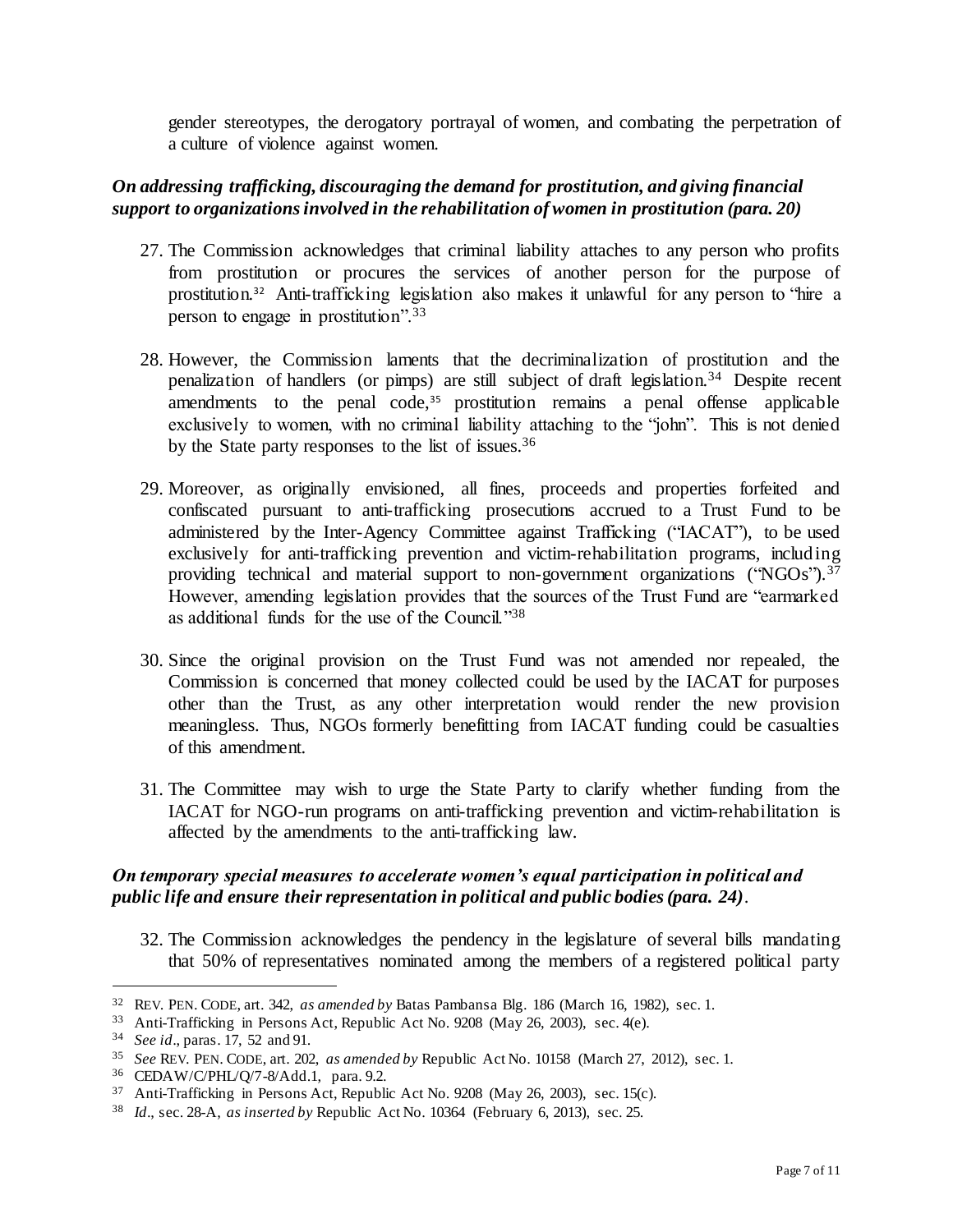gender stereotypes, the derogatory portrayal of women, and combating the perpetration of a culture of violence against women.

***On addressing trafficking, discouraging the demand for prostitution, and giving financial support to organizations involved in the rehabilitation of women in prostitution (para. 20)***

27. The Commission acknowledges that criminal liability attaches to any person who profits from prostitution or procures the services of another person for the purpose of prostitution.[32] Anti-trafficking legislation also makes it unlawful for any person to "hire a person to engage in prostitution".[33]

28. However, the Commission laments that the decriminalization of prostitution and the penalization of handlers (or pimps) are still subject of draft legislation.[34] Despite recent amendments to the penal code,[35] prostitution remains a penal offense applicable exclusively to women, with no criminal liability attaching to the "john". This is not denied by the State party responses to the list of issues.[36]

29. Moreover, as originally envisioned, all fines, proceeds and properties forfeited and confiscated pursuant to anti-trafficking prosecutions accrued to a Trust Fund to be administered by the Inter-Agency Committee against Trafficking ("IACAT"), to be used exclusively for anti-trafficking prevention and victim-rehabilitation programs, including providing technical and material support to non-government organizations ("NGOs").[37] However, amending legislation provides that the sources of the Trust Fund are "earmarked as additional funds for the use of the Council."[38]

30. Since the original provision on the Trust Fund was not amended nor repealed, the Commission is concerned that money collected could be used by the IACAT for purposes other than the Trust, as any other interpretation would render the new provision meaningless. Thus, NGOs formerly benefitting from IACAT funding could be casualties of this amendment.

31. The Committee may wish to urge the State Party to clarify whether funding from the IACAT for NGO-run programs on anti-trafficking prevention and victim-rehabilitation is affected by the amendments to the anti-trafficking law.

***On temporary special measures to accelerate women's equal participation in political and public life and ensure their representation in political and public bodies (para. 24).***

32. The Commission acknowledges the pendency in the legislature of several bills mandating that 50% of representatives nominated among the members of a registered political party

---

[32] REV. PEN. CODE, art. 342, *as amended by* Batas Pambansa Blg. 186 (March 16, 1982), sec. 1.

[33] Anti-Trafficking in Persons Act, Republic Act No. 9208 (May 26, 2003), sec. 4(e).

[34] *See id*., paras. 17, 52 and 91.

[35] *See* REV. PEN. CODE, art. 202, *as amended by* Republic Act No. 10158 (March 27, 2012), sec. 1.

[36] CEDAW/C/PHL/Q/7-8/Add.1, para. 9.2.

[37] Anti-Trafficking in Persons Act, Republic Act No. 9208 (May 26, 2003), sec. 15(c).

[38] *Id*., sec. 28-A, *as inserted by* Republic Act No. 10364 (February 6, 2013), sec. 25.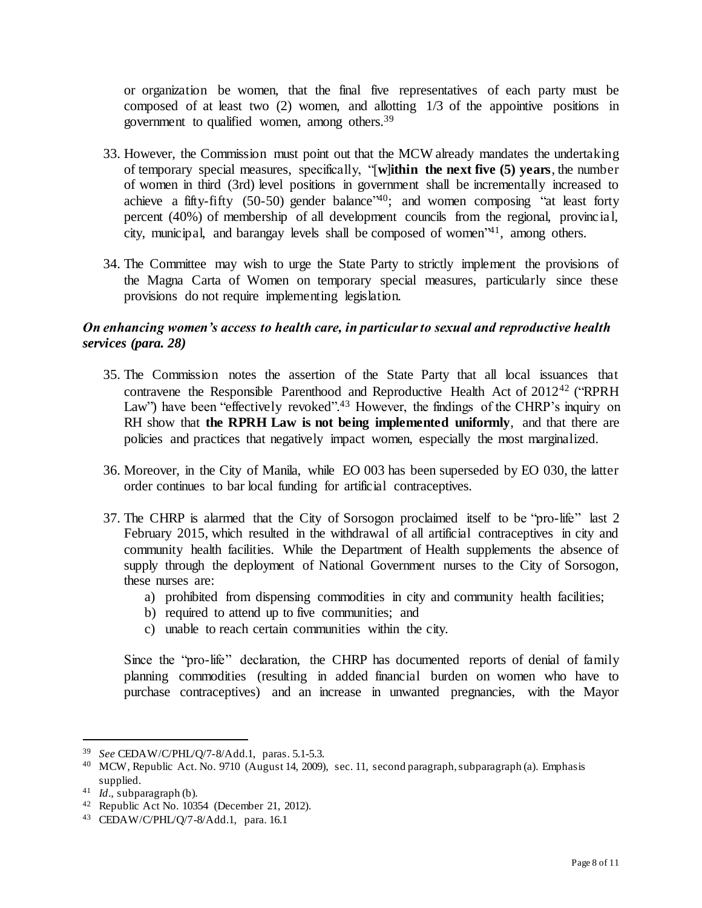or organization be women, that the final five representatives of each party must be composed of at least two (2) women, and allotting 1/3 of the appointive positions in government to qualified women, among others.[39]

33. However, the Commission must point out that the MCW already mandates the undertaking of temporary special measures, specifically, "[**w**]**ithin the next five (5) years**, the number of women in third (3rd) level positions in government shall be incrementally increased to achieve a fifty-fifty (50-50) gender balance"[40]; and women composing "at least forty percent (40%) of membership of all development councils from the regional, provincial, city, municipal, and barangay levels shall be composed of women"[41], among others.

34. The Committee may wish to urge the State Party to strictly implement the provisions of the Magna Carta of Women on temporary special measures, particularly since these provisions do not require implementing legislation.

### *On enhancing women's access to health care, in particular to sexual and reproductive health services (para. 28)*

35. The Commission notes the assertion of the State Party that all local issuances that contravene the Responsible Parenthood and Reproductive Health Act of 2012[42] ("RPRH Law") have been "effectively revoked".[43] However, the findings of the CHRP's inquiry on RH show that **the RPRH Law is not being implemented uniformly**, and that there are policies and practices that negatively impact women, especially the most marginalized.

36. Moreover, in the City of Manila, while EO 003 has been superseded by EO 030, the latter order continues to bar local funding for artificial contraceptives.

37. The CHRP is alarmed that the City of Sorsogon proclaimed itself to be "pro-life" last 2 February 2015, which resulted in the withdrawal of all artificial contraceptives in city and community health facilities. While the Department of Health supplements the absence of supply through the deployment of National Government nurses to the City of Sorsogon, these nurses are:
    a) prohibited from dispensing commodities in city and community health facilities;
    b) required to attend up to five communities; and
    c) unable to reach certain communities within the city.

    Since the "pro-life" declaration, the CHRP has documented reports of denial of family planning commodities (resulting in added financial burden on women who have to purchase contraceptives) and an increase in unwanted pregnancies, with the Mayor

---

[39] *See* CEDAW/C/PHL/Q/7-8/Add.1, paras. 5.1-5.3.
[40] MCW, Republic Act. No. 9710 (August 14, 2009), sec. 11, second paragraph, subparagraph (a). Emphasis supplied.
[41] *Id*., subparagraph (b).
[42] Republic Act No. 10354 (December 21, 2012).
[43] CEDAW/C/PHL/Q/7-8/Add.1, para. 16.1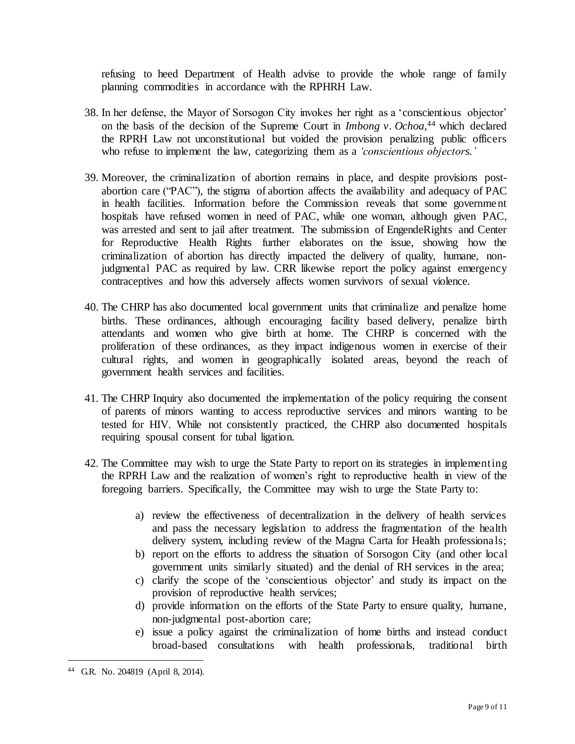refusing to heed Department of Health advise to provide the whole range of family planning commodities in accordance with the RPHRH Law.

38. In her defense, the Mayor of Sorsogon City invokes her right as a 'conscientious objector' on the basis of the decision of the Supreme Court in *Imbong v. Ochoa*,[44] which declared the RPRH Law not unconstitutional but voided the provision penalizing public officers who refuse to implement the law, categorizing them as a *'conscientious objectors.'*

39. Moreover, the criminalization of abortion remains in place, and despite provisions post-abortion care ("PAC"), the stigma of abortion affects the availability and adequacy of PAC in health facilities. Information before the Commission reveals that some government hospitals have refused women in need of PAC, while one woman, although given PAC, was arrested and sent to jail after treatment. The submission of EngendeRights and Center for Reproductive Health Rights further elaborates on the issue, showing how the criminalization of abortion has directly impacted the delivery of quality, humane, non-judgmental PAC as required by law. CRR likewise report the policy against emergency contraceptives and how this adversely affects women survivors of sexual violence.

40. The CHRP has also documented local government units that criminalize and penalize home births. These ordinances, although encouraging facility based delivery, penalize birth attendants and women who give birth at home. The CHRP is concerned with the proliferation of these ordinances, as they impact indigenous women in exercise of their cultural rights, and women in geographically isolated areas, beyond the reach of government health services and facilities.

41. The CHRP Inquiry also documented the implementation of the policy requiring the consent of parents of minors wanting to access reproductive services and minors wanting to be tested for HIV. While not consistently practiced, the CHRP also documented hospitals requiring spousal consent for tubal ligation.

42. The Committee may wish to urge the State Party to report on its strategies in implementing the RPRH Law and the realization of women's right to reproductive health in view of the foregoing barriers. Specifically, the Committee may wish to urge the State Party to:

    a) review the effectiveness of decentralization in the delivery of health services and pass the necessary legislation to address the fragmentation of the health delivery system, including review of the Magna Carta for Health professionals;
    b) report on the efforts to address the situation of Sorsogon City (and other local government units similarly situated) and the denial of RH services in the area;
    c) clarify the scope of the 'conscientious objector' and study its impact on the provision of reproductive health services;
    d) provide information on the efforts of the State Party to ensure quality, humane, non-judgmental post-abortion care;
    e) issue a policy against the criminalization of home births and instead conduct broad-based consultations with health professionals, traditional birth

---

[44] G.R. No. 204819 (April 8, 2014).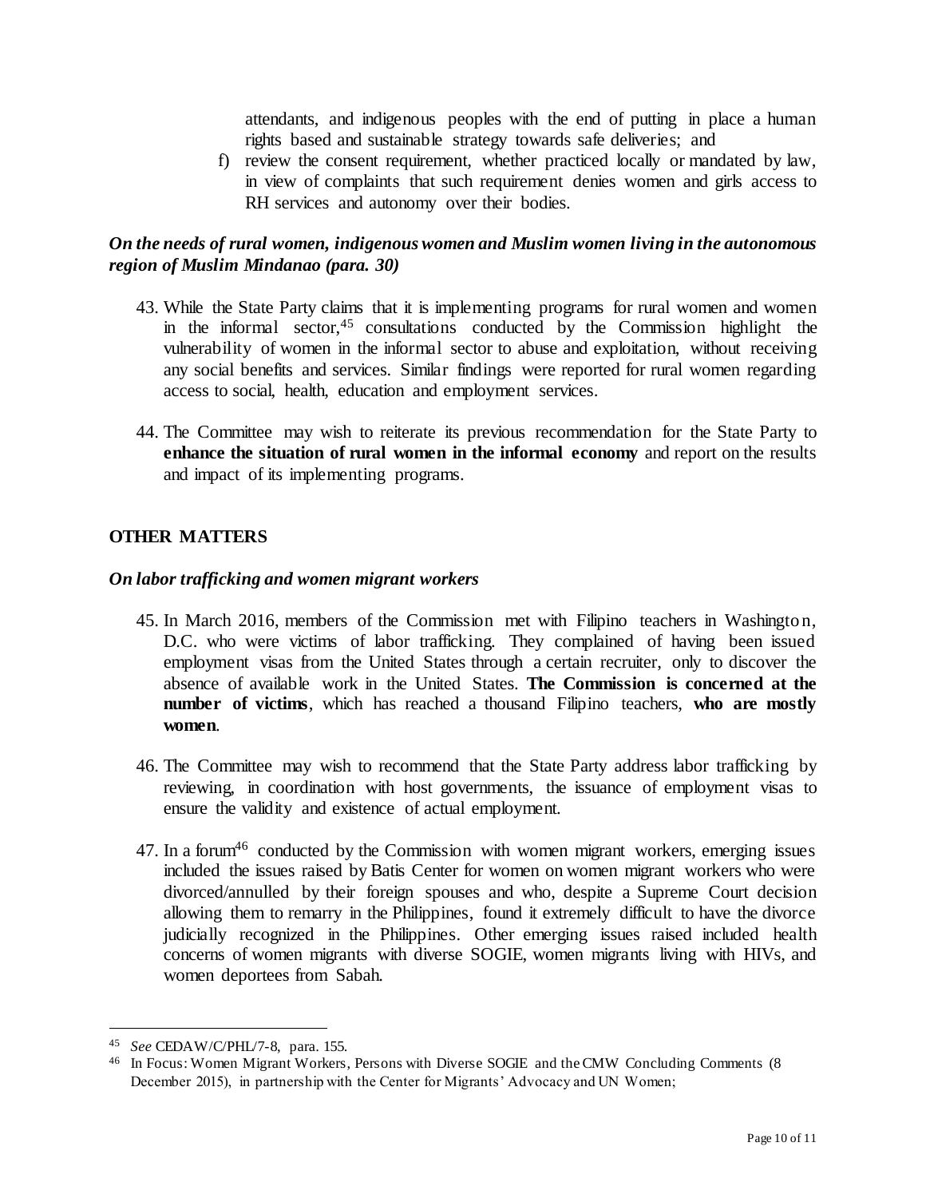attendants, and indigenous peoples with the end of putting in place a human rights based and sustainable strategy towards safe deliveries; and

f) review the consent requirement, whether practiced locally or mandated by law, in view of complaints that such requirement denies women and girls access to RH services and autonomy over their bodies.

### *On the needs of rural women, indigenous women and Muslim women living in the autonomous region of Muslim Mindanao (para. 30)*

43. While the State Party claims that it is implementing programs for rural women and women in the informal sector,[45] consultations conducted by the Commission highlight the vulnerability of women in the informal sector to abuse and exploitation, without receiving any social benefits and services. Similar findings were reported for rural women regarding access to social, health, education and employment services.

44. The Committee may wish to reiterate its previous recommendation for the State Party to **enhance the situation of rural women in the informal economy** and report on the results and impact of its implementing programs.

## OTHER MATTERS

### *On labor trafficking and women migrant workers*

45. In March 2016, members of the Commission met with Filipino teachers in Washington, D.C. who were victims of labor trafficking. They complained of having been issued employment visas from the United States through a certain recruiter, only to discover the absence of available work in the United States. **The Commission is concerned at the number of victims**, which has reached a thousand Filipino teachers, **who are mostly women**.

46. The Committee may wish to recommend that the State Party address labor trafficking by reviewing, in coordination with host governments, the issuance of employment visas to ensure the validity and existence of actual employment.

47. In a forum[46] conducted by the Commission with women migrant workers, emerging issues included the issues raised by Batis Center for women on women migrant workers who were divorced/annulled by their foreign spouses and who, despite a Supreme Court decision allowing them to remarry in the Philippines, found it extremely difficult to have the divorce judicially recognized in the Philippines. Other emerging issues raised included health concerns of women migrants with diverse SOGIE, women migrants living with HIVs, and women deportees from Sabah.

---

[45] *See* CEDAW/C/PHL/7-8, para. 155.

[46] In Focus: Women Migrant Workers, Persons with Diverse SOGIE and the CMW Concluding Comments (8 December 2015), in partnership with the Center for Migrants' Advocacy and UN Women;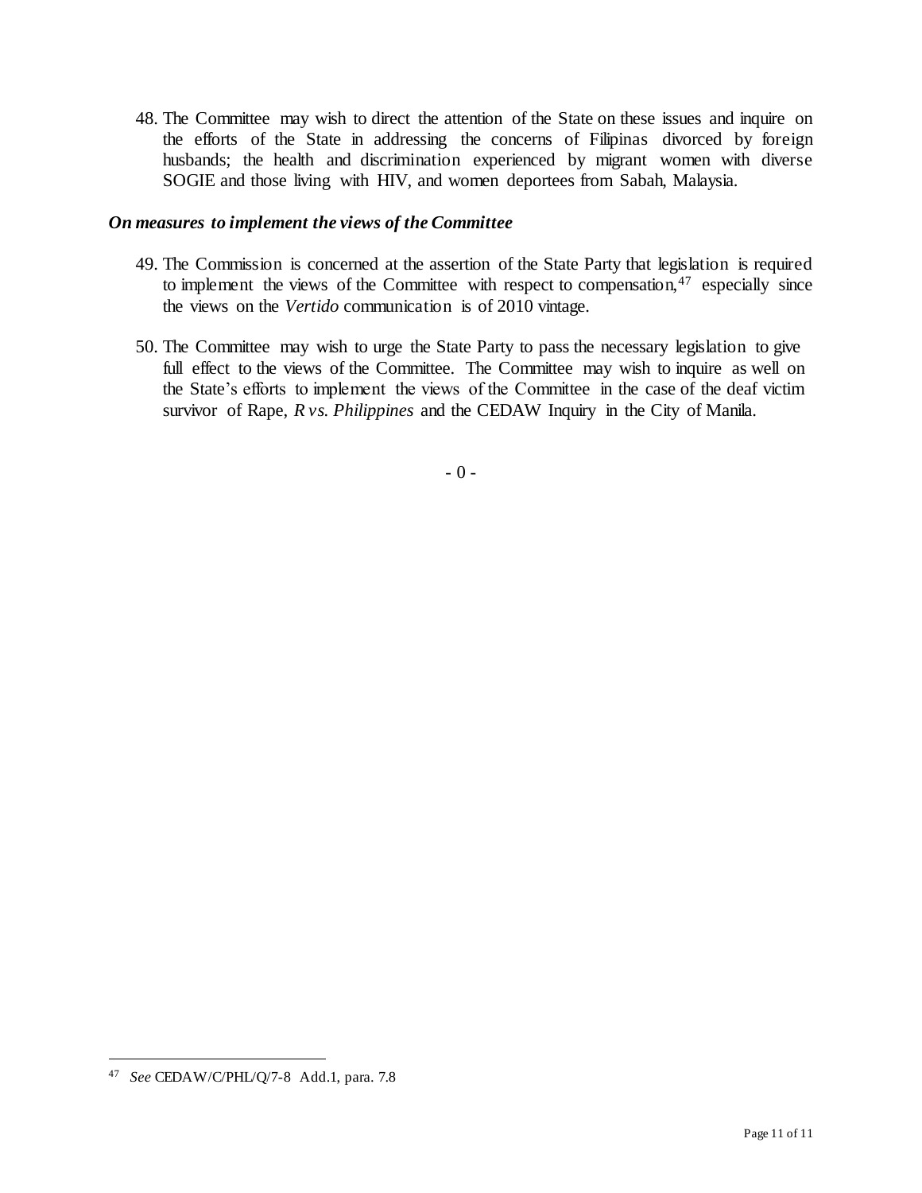48. The Committee may wish to direct the attention of the State on these issues and inquire on the efforts of the State in addressing the concerns of Filipinas divorced by foreign husbands; the health and discrimination experienced by migrant women with diverse SOGIE and those living with HIV, and women deportees from Sabah, Malaysia.

***On measures to implement the views of the Committee***

49. The Commission is concerned at the assertion of the State Party that legislation is required to implement the views of the Committee with respect to compensation,[47] especially since the views on the *Vertido* communication is of 2010 vintage.

50. The Committee may wish to urge the State Party to pass the necessary legislation to give full effect to the views of the Committee. The Committee may wish to inquire as well on the State's efforts to implement the views of the Committee in the case of the deaf victim survivor of Rape, *R vs. Philippines* and the CEDAW Inquiry in the City of Manila.

- 0 -

---

[47] *See* CEDAW/C/PHL/Q/7-8 Add.1, para. 7.8